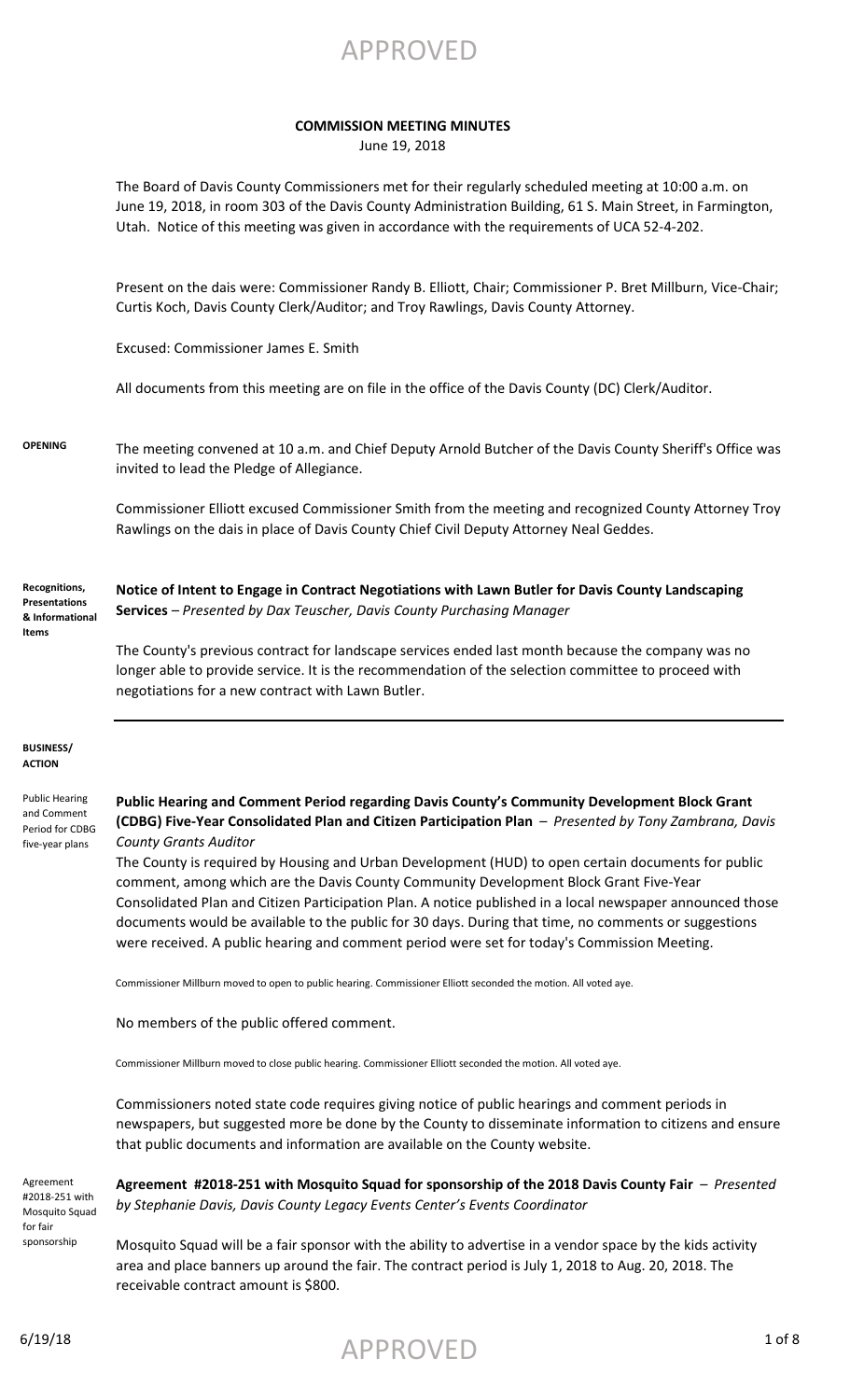APPROVED

**COMMISSION MEETING MINUTES**

June 19, 2018

The Board of Davis County Commissioners met for their regularly scheduled meeting at 10:00 a.m. on June 19, 2018, in room 303 of the Davis County Administration Building, 61 S. Main Street, in Farmington, Utah. Notice of this meeting was given in accordance with the requirements of UCA 52-4-202.

Present on the dais were: Commissioner Randy B. Elliott, Chair; Commissioner P. Bret Millburn, Vice-Chair; Curtis Koch, Davis County Clerk/Auditor; and Troy Rawlings, Davis County Attorney.

Excused: Commissioner James E. Smith

All documents from this meeting are on file in the office of the Davis County (DC) Clerk/Auditor.

**OPENING**

The meeting convened at 10 a.m. and Chief Deputy Arnold Butcher of the Davis County Sheriff's Office was invited to lead the Pledge of Allegiance.

Commissioner Elliott excused Commissioner Smith from the meeting and recognized County Attorney Troy Rawlings on the dais in place of Davis County Chief Civil Deputy Attorney Neal Geddes.

**Recognitions, Presentations & Informational Items**

**Notice of Intent to Engage in Contract Negotiations with Lawn Butler for Davis County Landscaping Services** – *Presented by Dax Teuscher, Davis County Purchasing Manager*

The County's previous contract for landscape services ended last month because the company was no longer able to provide service. It is the recommendation of the selection committee to proceed with negotiations for a new contract with Lawn Butler.

---

**BUSINESS/ ACTION**

Public Hearing and Comment Period for CDBG five-year plans

**Public Hearing and Comment Period regarding Davis County's Community Development Block Grant (CDBG) Five-Year Consolidated Plan and Citizen Participation Plan** – *Presented by Tony Zambrana, Davis County Grants Auditor*

The County is required by Housing and Urban Development (HUD) to open certain documents for public comment, among which are the Davis County Community Development Block Grant Five-Year Consolidated Plan and Citizen Participation Plan. A notice published in a local newspaper announced those documents would be available to the public for 30 days. During that time, no comments or suggestions were received. A public hearing and comment period were set for today's Commission Meeting.

Commissioner Millburn moved to open to public hearing. Commissioner Elliott seconded the motion. All voted aye.

No members of the public offered comment.

Commissioner Millburn moved to close public hearing. Commissioner Elliott seconded the motion. All voted aye.

Commissioners noted state code requires giving notice of public hearings and comment periods in newspapers, but suggested more be done by the County to disseminate information to citizens and ensure that public documents and information are available on the County website.

Agreement #2018-251 with Mosquito Squad for fair sponsorship

**Agreement #2018-251 with Mosquito Squad for sponsorship of the 2018 Davis County Fair** – *Presented by Stephanie Davis, Davis County Legacy Events Center's Events Coordinator*

Mosquito Squad will be a fair sponsor with the ability to advertise in a vendor space by the kids activity area and place banners up around the fair. The contract period is July 1, 2018 to Aug. 20, 2018. The receivable contract amount is $800.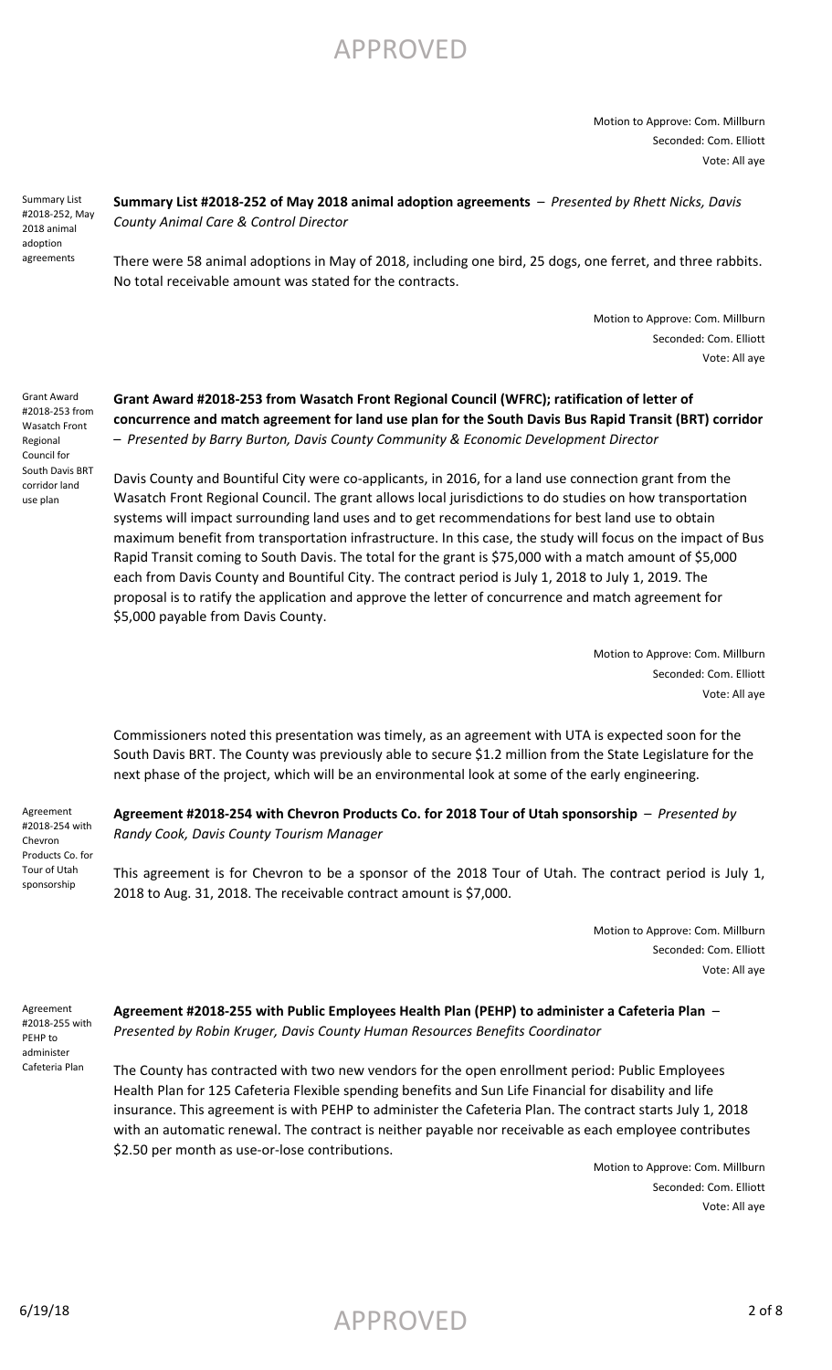Motion to Approve: Com. Millburn
Seconded: Com. Elliott
Vote: All aye

Summary List #2018-252, May 2018 animal adoption agreements

**Summary List #2018-252 of May 2018 animal adoption agreements** – *Presented by Rhett Nicks, Davis County Animal Care & Control Director*

There were 58 animal adoptions in May of 2018, including one bird, 25 dogs, one ferret, and three rabbits. No total receivable amount was stated for the contracts.

Motion to Approve: Com. Millburn
Seconded: Com. Elliott
Vote: All aye

Grant Award #2018-253 from Wasatch Front Regional Council for South Davis BRT corridor land use plan

**Grant Award #2018-253 from Wasatch Front Regional Council (WFRC); ratification of letter of concurrence and match agreement for land use plan for the South Davis Bus Rapid Transit (BRT) corridor** – *Presented by Barry Burton, Davis County Community & Economic Development Director*

Davis County and Bountiful City were co-applicants, in 2016, for a land use connection grant from the Wasatch Front Regional Council. The grant allows local jurisdictions to do studies on how transportation systems will impact surrounding land uses and to get recommendations for best land use to obtain maximum benefit from transportation infrastructure. In this case, the study will focus on the impact of Bus Rapid Transit coming to South Davis. The total for the grant is $75,000 with a match amount of $5,000 each from Davis County and Bountiful City. The contract period is July 1, 2018 to July 1, 2019. The proposal is to ratify the application and approve the letter of concurrence and match agreement for $5,000 payable from Davis County.

Motion to Approve: Com. Millburn
Seconded: Com. Elliott
Vote: All aye

Commissioners noted this presentation was timely, as an agreement with UTA is expected soon for the South Davis BRT. The County was previously able to secure $1.2 million from the State Legislature for the next phase of the project, which will be an environmental look at some of the early engineering.

Agreement #2018-254 with Chevron Products Co. for Tour of Utah sponsorship

**Agreement #2018-254 with Chevron Products Co. for 2018 Tour of Utah sponsorship** – *Presented by Randy Cook, Davis County Tourism Manager*

This agreement is for Chevron to be a sponsor of the 2018 Tour of Utah. The contract period is July 1, 2018 to Aug. 31, 2018. The receivable contract amount is $7,000.

Motion to Approve: Com. Millburn
Seconded: Com. Elliott
Vote: All aye

Agreement #2018-255 with PEHP to administer Cafeteria Plan

**Agreement #2018-255 with Public Employees Health Plan (PEHP) to administer a Cafeteria Plan** – *Presented by Robin Kruger, Davis County Human Resources Benefits Coordinator*

The County has contracted with two new vendors for the open enrollment period: Public Employees Health Plan for 125 Cafeteria Flexible spending benefits and Sun Life Financial for disability and life insurance. This agreement is with PEHP to administer the Cafeteria Plan. The contract starts July 1, 2018 with an automatic renewal. The contract is neither payable nor receivable as each employee contributes $2.50 per month as use-or-lose contributions.

Motion to Approve: Com. Millburn
Seconded: Com. Elliott
Vote: All aye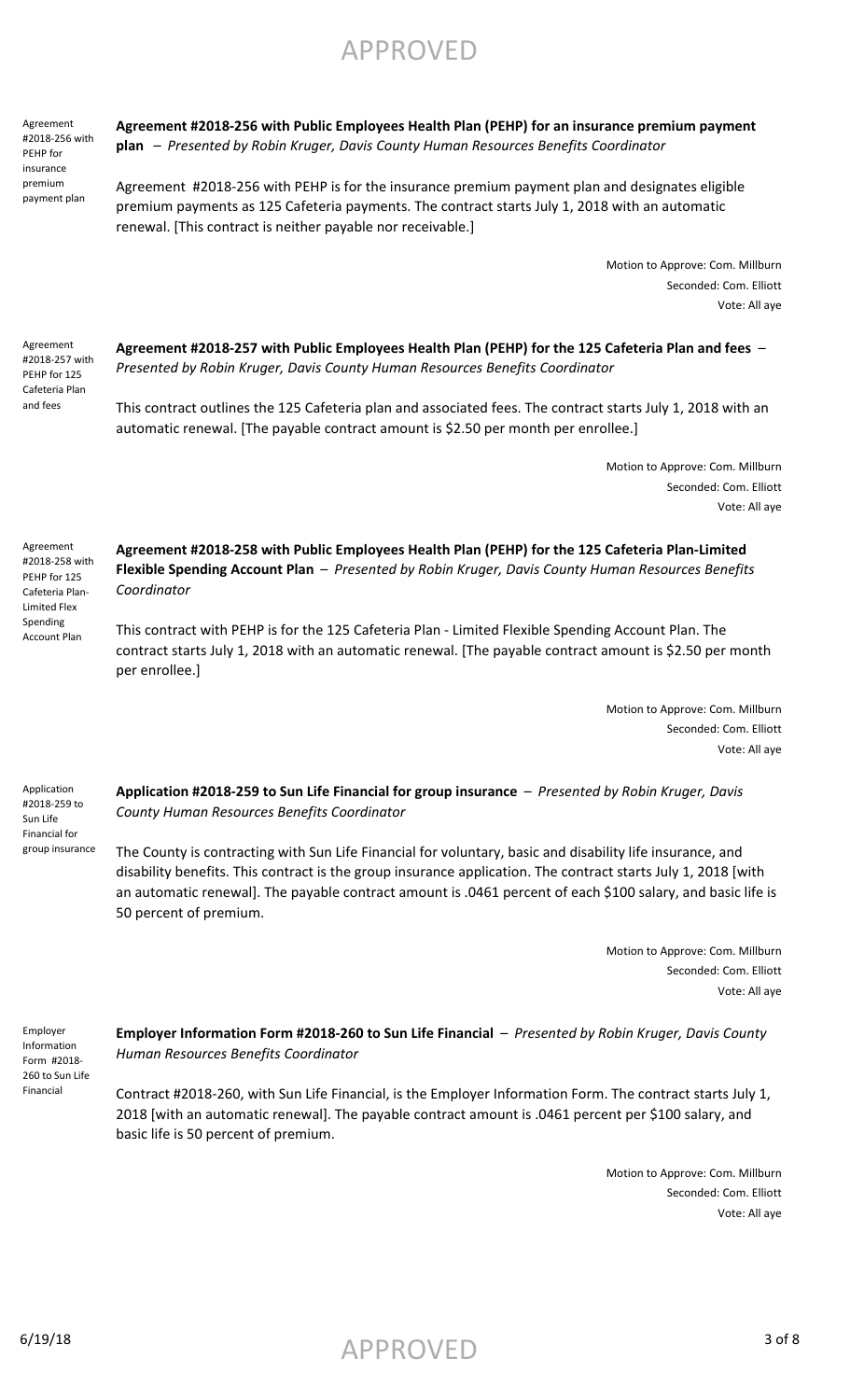Agreement #2018-256 with PEHP for insurance premium payment plan

**Agreement #2018-256 with Public Employees Health Plan (PEHP) for an insurance premium payment plan** – *Presented by Robin Kruger, Davis County Human Resources Benefits Coordinator*

Agreement #2018-256 with PEHP is for the insurance premium payment plan and designates eligible premium payments as 125 Cafeteria payments. The contract starts July 1, 2018 with an automatic renewal. [This contract is neither payable nor receivable.]

Motion to Approve: Com. Millburn
Seconded: Com. Elliott
Vote: All aye

Agreement #2018-257 with PEHP for 125 Cafeteria Plan and fees

**Agreement #2018-257 with Public Employees Health Plan (PEHP) for the 125 Cafeteria Plan and fees** – *Presented by Robin Kruger, Davis County Human Resources Benefits Coordinator*

This contract outlines the 125 Cafeteria plan and associated fees. The contract starts July 1, 2018 with an automatic renewal. [The payable contract amount is $2.50 per month per enrollee.]

Motion to Approve: Com. Millburn
Seconded: Com. Elliott
Vote: All aye

Agreement #2018-258 with PEHP for 125 Cafeteria Plan-Limited Flex Spending Account Plan

**Agreement #2018-258 with Public Employees Health Plan (PEHP) for the 125 Cafeteria Plan-Limited Flexible Spending Account Plan** – *Presented by Robin Kruger, Davis County Human Resources Benefits Coordinator*

This contract with PEHP is for the 125 Cafeteria Plan - Limited Flexible Spending Account Plan. The contract starts July 1, 2018 with an automatic renewal. [The payable contract amount is $2.50 per month per enrollee.]

Motion to Approve: Com. Millburn
Seconded: Com. Elliott
Vote: All aye

Application #2018-259 to Sun Life Financial for group insurance

**Application #2018-259 to Sun Life Financial for group insurance** – *Presented by Robin Kruger, Davis County Human Resources Benefits Coordinator*

The County is contracting with Sun Life Financial for voluntary, basic and disability life insurance, and disability benefits. This contract is the group insurance application. The contract starts July 1, 2018 [with an automatic renewal]. The payable contract amount is .0461 percent of each $100 salary, and basic life is 50 percent of premium.

Motion to Approve: Com. Millburn
Seconded: Com. Elliott
Vote: All aye

Employer Information Form #2018-260 to Sun Life Financial

**Employer Information Form #2018-260 to Sun Life Financial** – *Presented by Robin Kruger, Davis County Human Resources Benefits Coordinator*

Contract #2018-260, with Sun Life Financial, is the Employer Information Form. The contract starts July 1, 2018 [with an automatic renewal]. The payable contract amount is .0461 percent per $100 salary, and basic life is 50 percent of premium.

Motion to Approve: Com. Millburn
Seconded: Com. Elliott
Vote: All aye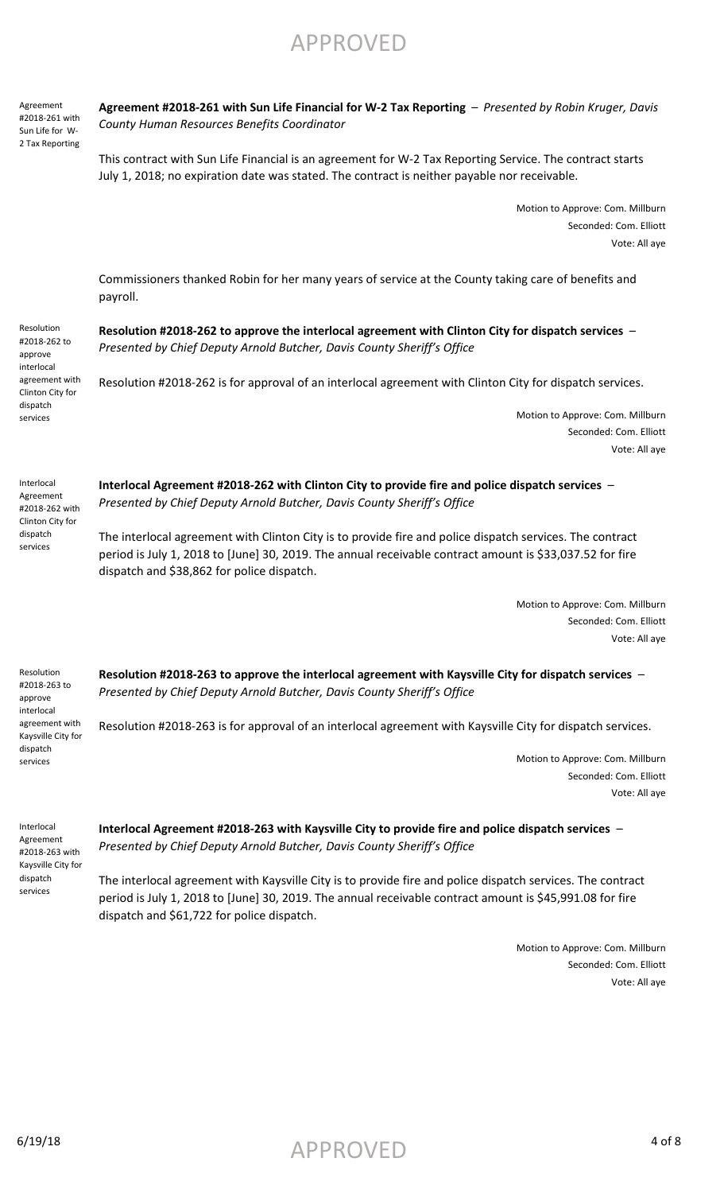Agreement #2018-261 with Sun Life for W-2 Tax Reporting

**Agreement #2018-261 with Sun Life Financial for W-2 Tax Reporting** – *Presented by Robin Kruger, Davis County Human Resources Benefits Coordinator*

This contract with Sun Life Financial is an agreement for W-2 Tax Reporting Service. The contract starts July 1, 2018; no expiration date was stated. The contract is neither payable nor receivable.

Motion to Approve: Com. Millburn
Seconded: Com. Elliott
Vote: All aye

Commissioners thanked Robin for her many years of service at the County taking care of benefits and payroll.

Resolution #2018-262 to approve interlocal agreement with Clinton City for dispatch services

**Resolution #2018-262 to approve the interlocal agreement with Clinton City for dispatch services** – *Presented by Chief Deputy Arnold Butcher, Davis County Sheriff's Office*

Resolution #2018-262 is for approval of an interlocal agreement with Clinton City for dispatch services.

Motion to Approve: Com. Millburn
Seconded: Com. Elliott
Vote: All aye

Interlocal Agreement #2018-262 with Clinton City for dispatch services

**Interlocal Agreement #2018-262 with Clinton City to provide fire and police dispatch services** – *Presented by Chief Deputy Arnold Butcher, Davis County Sheriff's Office*

The interlocal agreement with Clinton City is to provide fire and police dispatch services. The contract period is July 1, 2018 to [June] 30, 2019. The annual receivable contract amount is $33,037.52 for fire dispatch and $38,862 for police dispatch.

Motion to Approve: Com. Millburn
Seconded: Com. Elliott
Vote: All aye

Resolution #2018-263 to approve interlocal agreement with Kaysville City for dispatch services

**Resolution #2018-263 to approve the interlocal agreement with Kaysville City for dispatch services** – *Presented by Chief Deputy Arnold Butcher, Davis County Sheriff's Office*

Resolution #2018-263 is for approval of an interlocal agreement with Kaysville City for dispatch services.

Motion to Approve: Com. Millburn
Seconded: Com. Elliott
Vote: All aye

Interlocal Agreement #2018-263 with Kaysville City for dispatch services

**Interlocal Agreement #2018-263 with Kaysville City to provide fire and police dispatch services** – *Presented by Chief Deputy Arnold Butcher, Davis County Sheriff's Office*

The interlocal agreement with Kaysville City is to provide fire and police dispatch services. The contract period is July 1, 2018 to [June] 30, 2019. The annual receivable contract amount is $45,991.08 for fire dispatch and $61,722 for police dispatch.

Motion to Approve: Com. Millburn
Seconded: Com. Elliott
Vote: All aye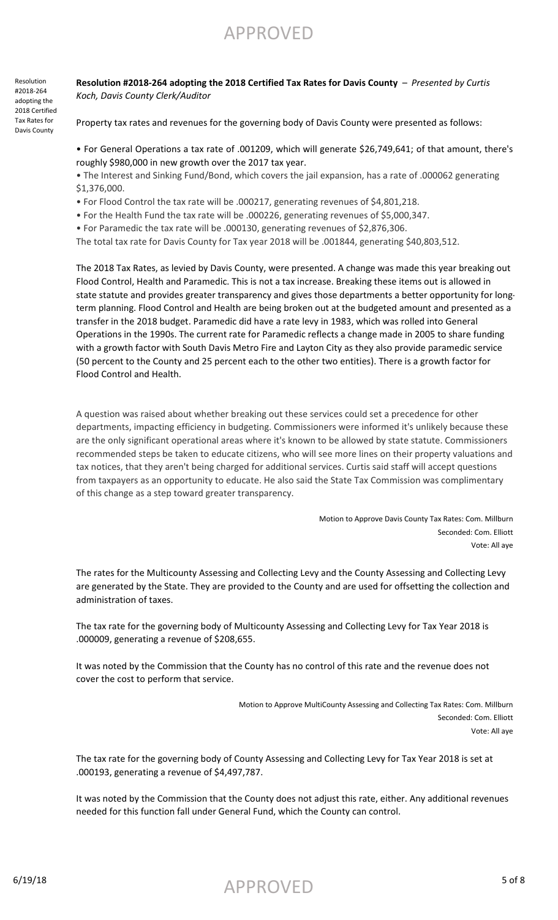Resolution #2018-264 adopting the 2018 Certified Tax Rates for Davis County

**Resolution #2018-264 adopting the 2018 Certified Tax Rates for Davis County** – *Presented by Curtis Koch, Davis County Clerk/Auditor*

Property tax rates and revenues for the governing body of Davis County were presented as follows:

- For General Operations a tax rate of .001209, which will generate $26,749,641; of that amount, there's roughly $980,000 in new growth over the 2017 tax year.
- The Interest and Sinking Fund/Bond, which covers the jail expansion, has a rate of .000062 generating $1,376,000.
- For Flood Control the tax rate will be .000217, generating revenues of $4,801,218.
- For the Health Fund the tax rate will be .000226, generating revenues of $5,000,347.
- For Paramedic the tax rate will be .000130, generating revenues of $2,876,306.

The total tax rate for Davis County for Tax year 2018 will be .001844, generating $40,803,512.

The 2018 Tax Rates, as levied by Davis County, were presented. A change was made this year breaking out Flood Control, Health and Paramedic. This is not a tax increase. Breaking these items out is allowed in state statute and provides greater transparency and gives those departments a better opportunity for long-term planning. Flood Control and Health are being broken out at the budgeted amount and presented as a transfer in the 2018 budget. Paramedic did have a rate levy in 1983, which was rolled into General Operations in the 1990s. The current rate for Paramedic reflects a change made in 2005 to share funding with a growth factor with South Davis Metro Fire and Layton City as they also provide paramedic service (50 percent to the County and 25 percent each to the other two entities). There is a growth factor for Flood Control and Health.

A question was raised about whether breaking out these services could set a precedence for other departments, impacting efficiency in budgeting. Commissioners were informed it's unlikely because these are the only significant operational areas where it's known to be allowed by state statute. Commissioners recommended steps be taken to educate citizens, who will see more lines on their property valuations and tax notices, that they aren't being charged for additional services. Curtis said staff will accept questions from taxpayers as an opportunity to educate. He also said the State Tax Commission was complimentary of this change as a step toward greater transparency.

Motion to Approve Davis County Tax Rates: Com. Millburn
Seconded: Com. Elliott
Vote: All aye

The rates for the Multicounty Assessing and Collecting Levy and the County Assessing and Collecting Levy are generated by the State. They are provided to the County and are used for offsetting the collection and administration of taxes.

The tax rate for the governing body of Multicounty Assessing and Collecting Levy for Tax Year 2018 is .000009, generating a revenue of $208,655.

It was noted by the Commission that the County has no control of this rate and the revenue does not cover the cost to perform that service.

Motion to Approve MultiCounty Assessing and Collecting Tax Rates: Com. Millburn
Seconded: Com. Elliott
Vote: All aye

The tax rate for the governing body of County Assessing and Collecting Levy for Tax Year 2018 is set at .000193, generating a revenue of $4,497,787.

It was noted by the Commission that the County does not adjust this rate, either. Any additional revenues needed for this function fall under General Fund, which the County can control.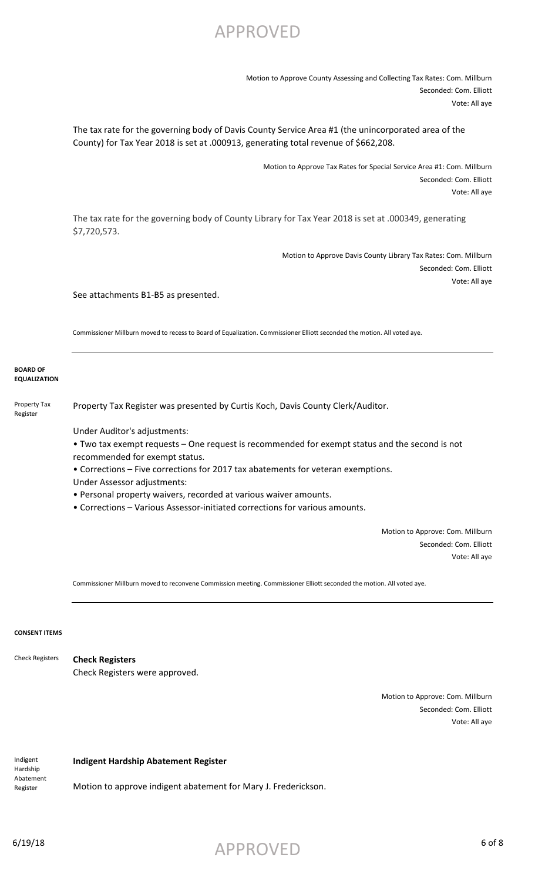Motion to Approve County Assessing and Collecting Tax Rates: Com. Millburn
Seconded: Com. Elliott
Vote: All aye

The tax rate for the governing body of Davis County Service Area #1 (the unincorporated area of the County) for Tax Year 2018 is set at .000913, generating total revenue of $662,208.

Motion to Approve Tax Rates for Special Service Area #1: Com. Millburn
Seconded: Com. Elliott
Vote: All aye

The tax rate for the governing body of County Library for Tax Year 2018 is set at .000349, generating $7,720,573.

Motion to Approve Davis County Library Tax Rates: Com. Millburn
Seconded: Com. Elliott
Vote: All aye

See attachments B1-B5 as presented.

Commissioner Millburn moved to recess to Board of Equalization. Commissioner Elliott seconded the motion. All voted aye.

---

## BOARD OF EQUALIZATION

Property Tax Register

Property Tax Register was presented by Curtis Koch, Davis County Clerk/Auditor.

Under Auditor's adjustments:

- Two tax exempt requests – One request is recommended for exempt status and the second is not recommended for exempt status.
- Corrections – Five corrections for 2017 tax abatements for veteran exemptions.

Under Assessor adjustments:

- Personal property waivers, recorded at various waiver amounts.
- Corrections – Various Assessor-initiated corrections for various amounts.

Motion to Approve: Com. Millburn
Seconded: Com. Elliott
Vote: All aye

Commissioner Millburn moved to reconvene Commission meeting. Commissioner Elliott seconded the motion. All voted aye.

---

## CONSENT ITEMS

Check Registers

**Check Registers**

Check Registers were approved.

Motion to Approve: Com. Millburn
Seconded: Com. Elliott
Vote: All aye

Indigent Hardship Abatement Register

**Indigent Hardship Abatement Register**

Motion to approve indigent abatement for Mary J. Frederickson.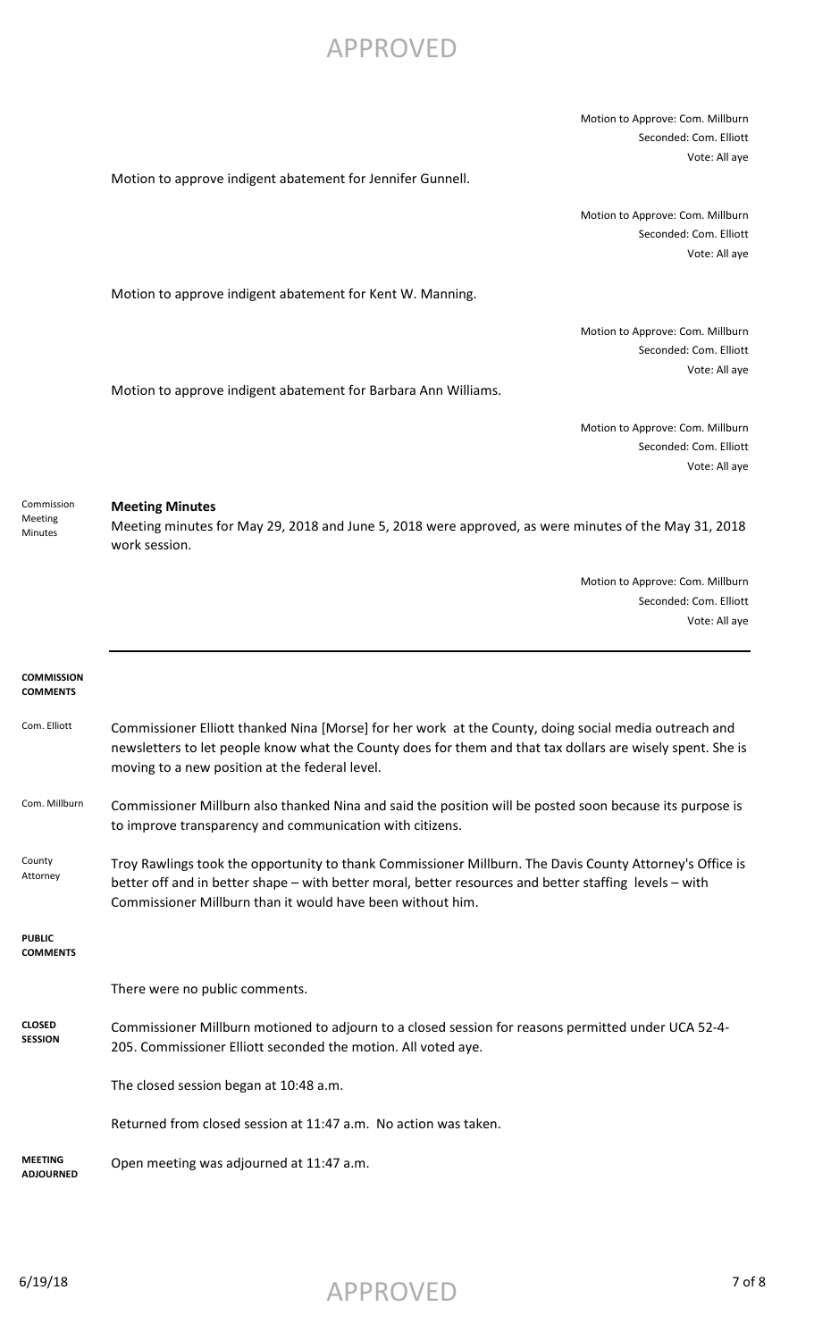APPROVED

Motion to Approve: Com. Millburn
Seconded: Com. Elliott
Vote: All aye

Motion to approve indigent abatement for Jennifer Gunnell.

Motion to Approve: Com. Millburn
Seconded: Com. Elliott
Vote: All aye

Motion to approve indigent abatement for Kent W. Manning.

Motion to Approve: Com. Millburn
Seconded: Com. Elliott
Vote: All aye

Motion to approve indigent abatement for Barbara Ann Williams.

Motion to Approve: Com. Millburn
Seconded: Com. Elliott
Vote: All aye

Commission Meeting Minutes

**Meeting Minutes**

Meeting minutes for May 29, 2018 and June 5, 2018 were approved, as were minutes of the May 31, 2018 work session.

Motion to Approve: Com. Millburn
Seconded: Com. Elliott
Vote: All aye

---

**COMMISSION COMMENTS**

Com. Elliott — Commissioner Elliott thanked Nina [Morse] for her work at the County, doing social media outreach and newsletters to let people know what the County does for them and that tax dollars are wisely spent. She is moving to a new position at the federal level.

Com. Millburn — Commissioner Millburn also thanked Nina and said the position will be posted soon because its purpose is to improve transparency and communication with citizens.

County Attorney — Troy Rawlings took the opportunity to thank Commissioner Millburn. The Davis County Attorney's Office is better off and in better shape – with better moral, better resources and better staffing levels – with Commissioner Millburn than it would have been without him.

**PUBLIC COMMENTS**

There were no public comments.

**CLOSED SESSION**

Commissioner Millburn motioned to adjourn to a closed session for reasons permitted under UCA 52-4-205. Commissioner Elliott seconded the motion. All voted aye.

The closed session began at 10:48 a.m.

Returned from closed session at 11:47 a.m. No action was taken.

**MEETING ADJOURNED**

Open meeting was adjourned at 11:47 a.m.

6/19/18

APPROVED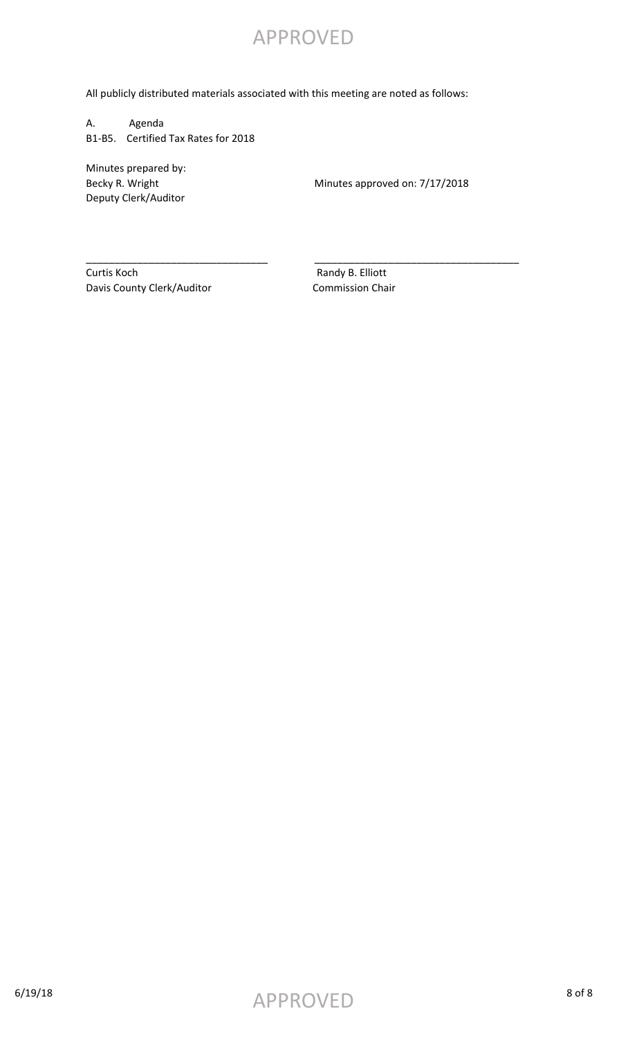All publicly distributed materials associated with this meeting are noted as follows:

A. Agenda
B1-B5. Certified Tax Rates for 2018

Minutes prepared by:
Becky R. Wright
Deputy Clerk/Auditor

Minutes approved on: 7/17/2018

_______________________________ _______________________________

Curtis Koch
Davis County Clerk/Auditor

Randy B. Elliott
Commission Chair